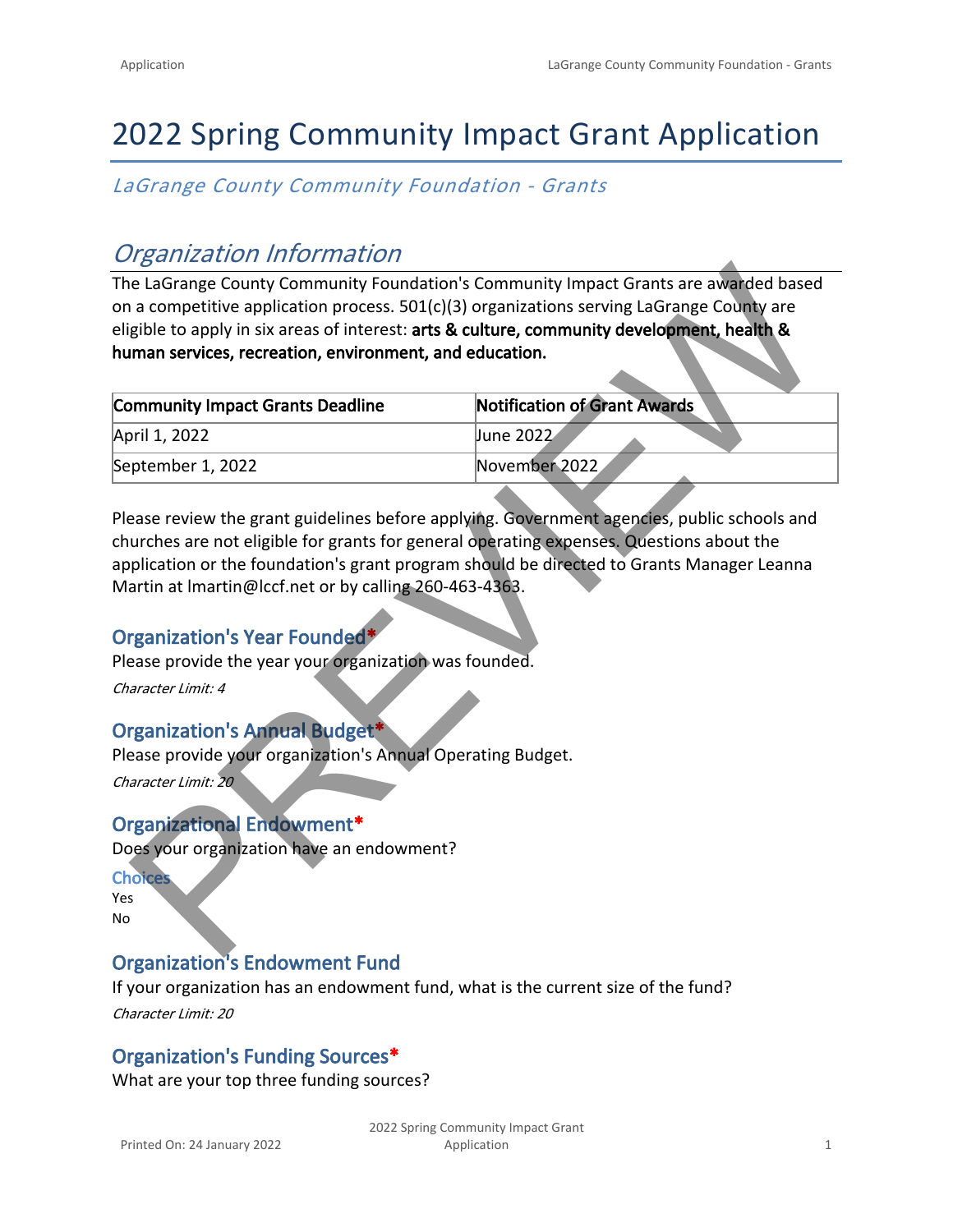# 2022 Spring Community Impact Grant Application

*LaGrange County Community Foundation - Grants*

## *Organization Information*

The LaGrange County Community Foundation's Community Impact Grants are awarded based on a competitive application process. 501(c)(3) organizations serving LaGrange County are eligible to apply in six areas of interest: **arts & culture, community development, health & human services, recreation, environment, and education.**

| Community Impact Grants Deadline | Notification of Grant Awards |
|---|---|
| April 1, 2022 | June 2022 |
| September 1, 2022 | November 2022 |

Please review the grant guidelines before applying. Government agencies, public schools and churches are not eligible for grants for general operating expenses. Questions about the application or the foundation's grant program should be directed to Grants Manager Leanna Martin at lmartin@lccf.net or by calling 260-463-4363.

### Organization's Year Founded*

Please provide the year your organization was founded.

*Character Limit: 4*

### Organization's Annual Budget*

Please provide your organization's Annual Operating Budget.

*Character Limit: 20*

### Organizational Endowment*

Does your organization have an endowment?

**Choices**

Yes
No

### Organization's Endowment Fund

If your organization has an endowment fund, what is the current size of the fund?

*Character Limit: 20*

### Organization's Funding Sources*

What are your top three funding sources?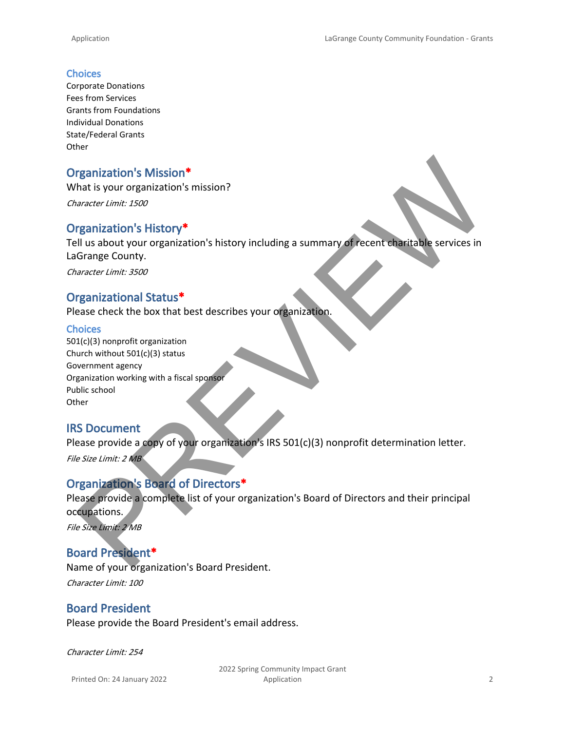### Choices

Corporate Donations
Fees from Services
Grants from Foundations
Individual Donations
State/Federal Grants
Other

## Organization's Mission*

What is your organization's mission?

*Character Limit: 1500*

## Organization's History*

Tell us about your organization's history including a summary of recent charitable services in LaGrange County.

*Character Limit: 3500*

## Organizational Status*

Please check the box that best describes your organization.

### Choices

501(c)(3) nonprofit organization
Church without 501(c)(3) status
Government agency
Organization working with a fiscal sponsor
Public school
Other

## IRS Document

Please provide a copy of your organization's IRS 501(c)(3) nonprofit determination letter.

*File Size Limit: 2 MB*

## Organization's Board of Directors*

Please provide a complete list of your organization's Board of Directors and their principal occupations.

*File Size Limit: 2 MB*

## Board President*

Name of your organization's Board President.

*Character Limit: 100*

## Board President

Please provide the Board President's email address.

*Character Limit: 254*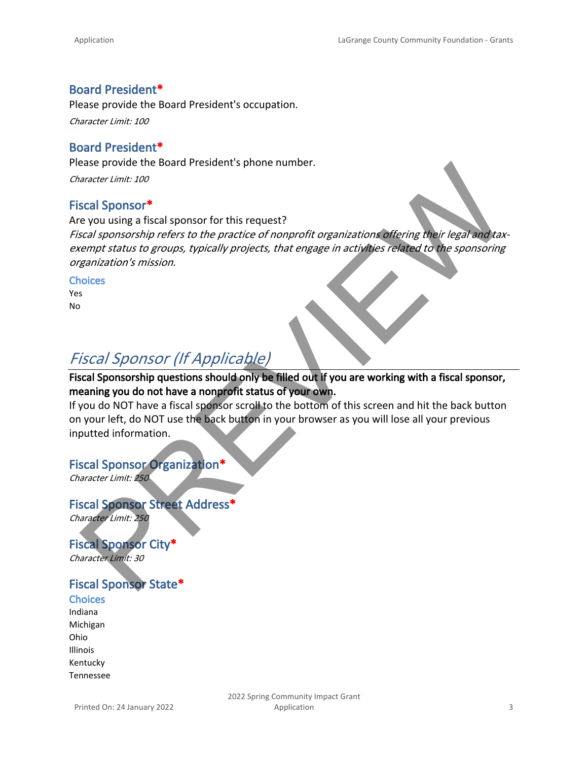### Board President*

Please provide the Board President's occupation.

*Character Limit: 100*

### Board President*

Please provide the Board President's phone number.

*Character Limit: 100*

### Fiscal Sponsor*

Are you using a fiscal sponsor for this request?

*Fiscal sponsorship refers to the practice of nonprofit organizations offering their legal and tax-exempt status to groups, typically projects, that engage in activities related to the sponsoring organization's mission.*

#### Choices

Yes
No

## *Fiscal Sponsor (If Applicable)*

**Fiscal Sponsorship questions should only be filled out if you are working with a fiscal sponsor, meaning you do not have a nonprofit status of your own.**

If you do NOT have a fiscal sponsor scroll to the bottom of this screen and hit the back button on your left, do NOT use the back button in your browser as you will lose all your previous inputted information.

### Fiscal Sponsor Organization*

*Character Limit: 250*

### Fiscal Sponsor Street Address*

*Character Limit: 250*

### Fiscal Sponsor City*

*Character Limit: 30*

### Fiscal Sponsor State*

#### Choices

Indiana
Michigan
Ohio
Illinois
Kentucky
Tennessee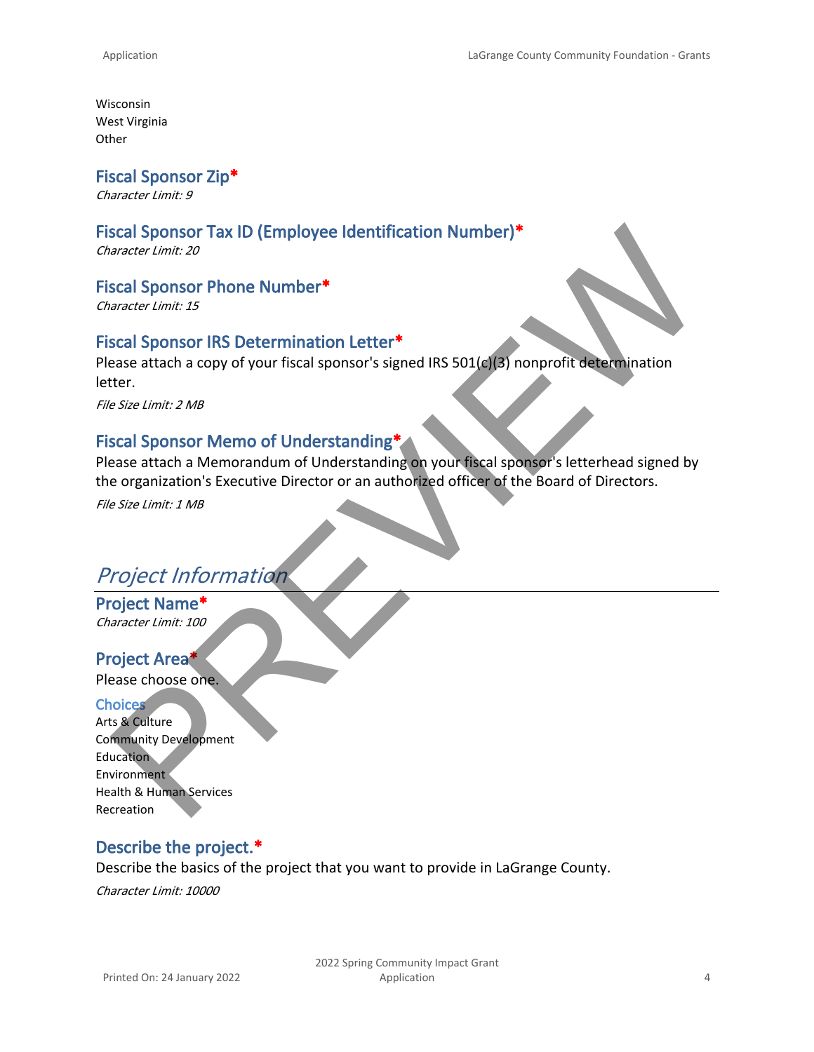Wisconsin
West Virginia
Other

### Fiscal Sponsor Zip*
*Character Limit: 9*

### Fiscal Sponsor Tax ID (Employee Identification Number)*
*Character Limit: 20*

### Fiscal Sponsor Phone Number*
*Character Limit: 15*

### Fiscal Sponsor IRS Determination Letter*
Please attach a copy of your fiscal sponsor's signed IRS 501(c)(3) nonprofit determination letter.

*File Size Limit: 2 MB*

### Fiscal Sponsor Memo of Understanding*
Please attach a Memorandum of Understanding on your fiscal sponsor's letterhead signed by the organization's Executive Director or an authorized officer of the Board of Directors.

*File Size Limit: 1 MB*

## *Project Information*

### Project Name*
*Character Limit: 100*

### Project Area*
Please choose one.

**Choices**
Arts & Culture
Community Development
Education
Environment
Health & Human Services
Recreation

### Describe the project.*
Describe the basics of the project that you want to provide in LaGrange County.

*Character Limit: 10000*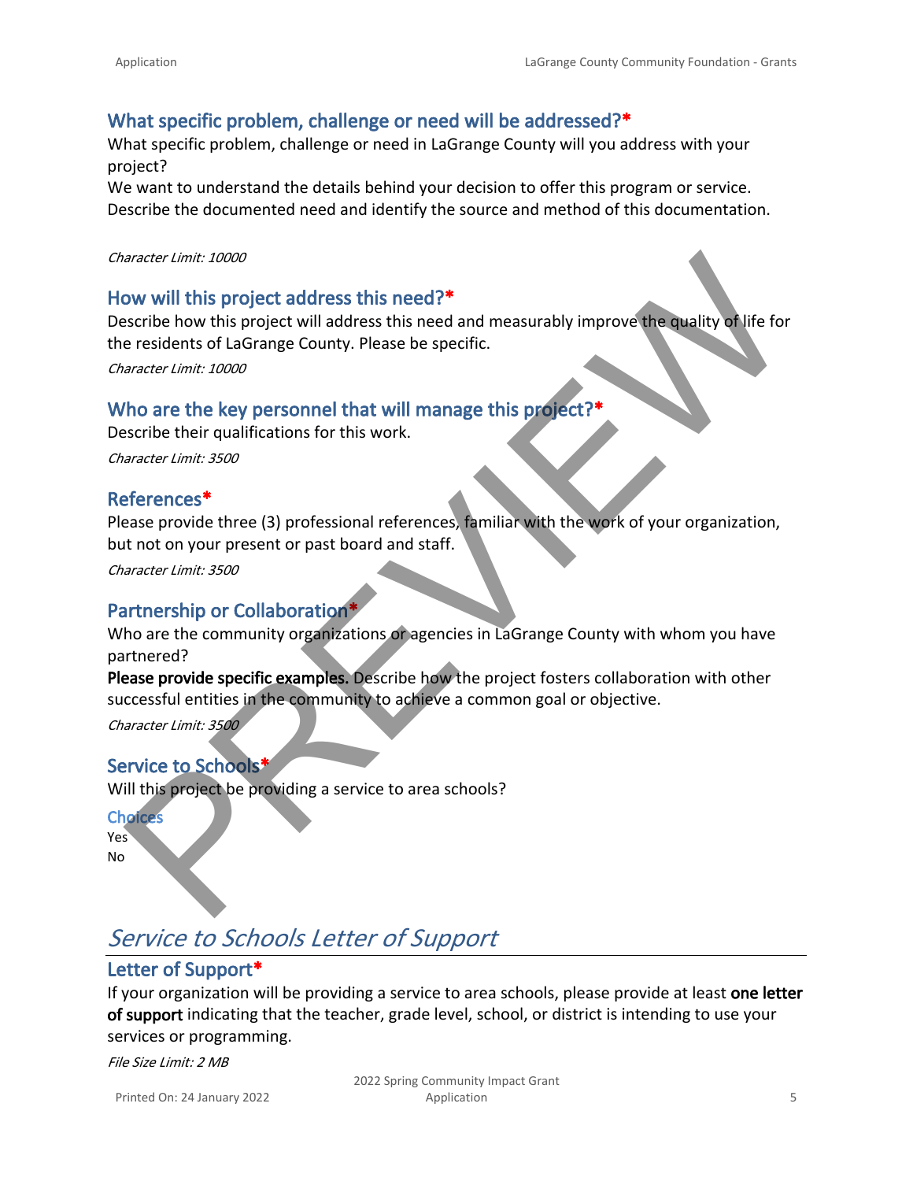## What specific problem, challenge or need will be addressed?*

What specific problem, challenge or need in LaGrange County will you address with your project?

We want to understand the details behind your decision to offer this program or service. Describe the documented need and identify the source and method of this documentation.

*Character Limit: 10000*

## How will this project address this need?*

Describe how this project will address this need and measurably improve the quality of life for the residents of LaGrange County. Please be specific.

*Character Limit: 10000*

## Who are the key personnel that will manage this project?*

Describe their qualifications for this work.

*Character Limit: 3500*

## References*

Please provide three (3) professional references, familiar with the work of your organization, but not on your present or past board and staff.

*Character Limit: 3500*

## Partnership or Collaboration*

Who are the community organizations or agencies in LaGrange County with whom you have partnered?

**Please provide specific examples.** Describe how the project fosters collaboration with other successful entities in the community to achieve a common goal or objective.

*Character Limit: 3500*

## Service to Schools*

Will this project be providing a service to area schools?

### Choices

Yes
No

# *Service to Schools Letter of Support*

## Letter of Support*

If your organization will be providing a service to area schools, please provide at least **one letter of support** indicating that the teacher, grade level, school, or district is intending to use your services or programming.

*File Size Limit: 2 MB*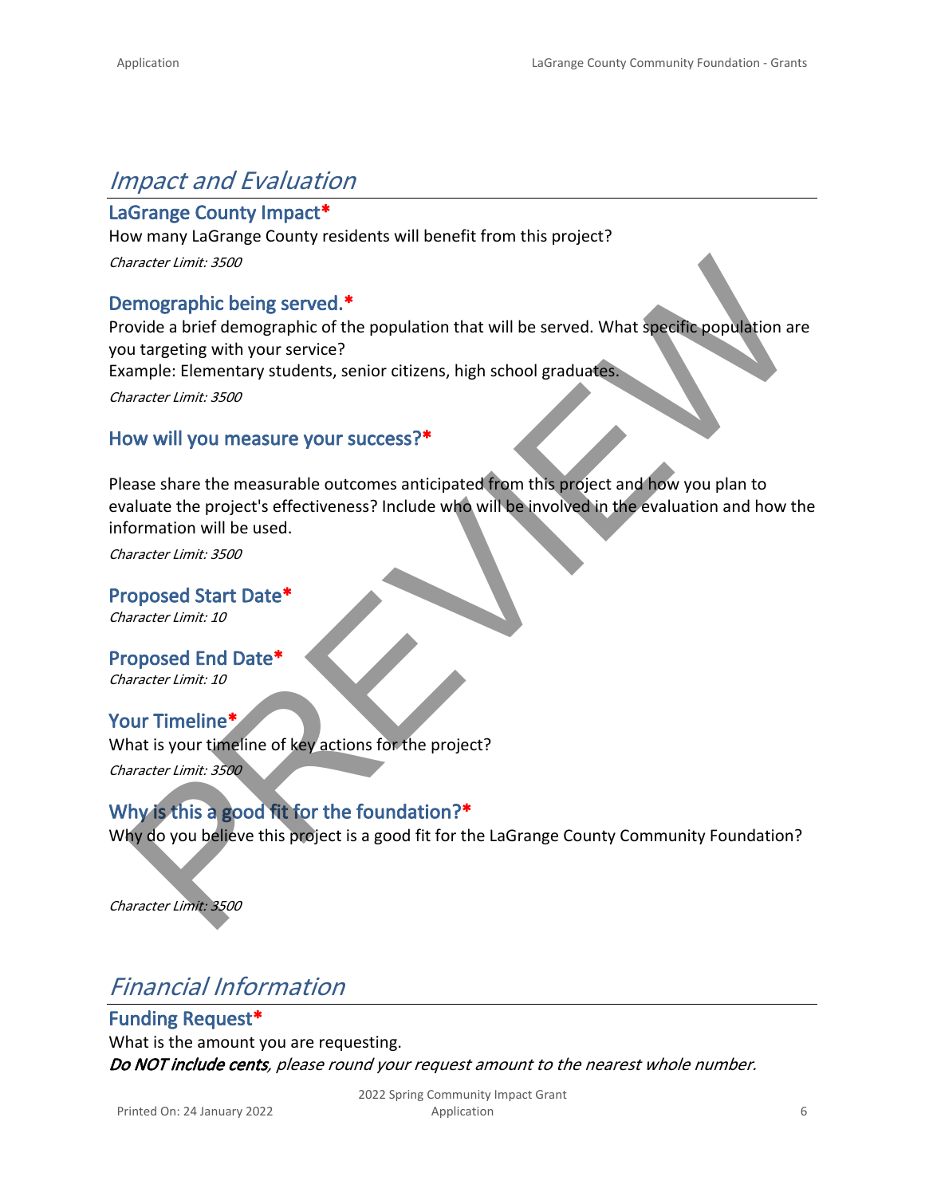# *Impact and Evaluation*

## LaGrange County Impact*

How many LaGrange County residents will benefit from this project?

*Character Limit: 3500*

## Demographic being served.*

Provide a brief demographic of the population that will be served. What specific population are you targeting with your service?

Example: Elementary students, senior citizens, high school graduates.

*Character Limit: 3500*

## How will you measure your success?*

Please share the measurable outcomes anticipated from this project and how you plan to evaluate the project's effectiveness? Include who will be involved in the evaluation and how the information will be used.

*Character Limit: 3500*

## Proposed Start Date*

*Character Limit: 10*

## Proposed End Date*

*Character Limit: 10*

## Your Timeline*

What is your timeline of key actions for the project?

*Character Limit: 3500*

## Why is this a good fit for the foundation?*

Why do you believe this project is a good fit for the LaGrange County Community Foundation?

*Character Limit: 3500*

# *Financial Information*

## Funding Request*

What is the amount you are requesting.

***Do NOT include cents**, please round your request amount to the nearest whole number.*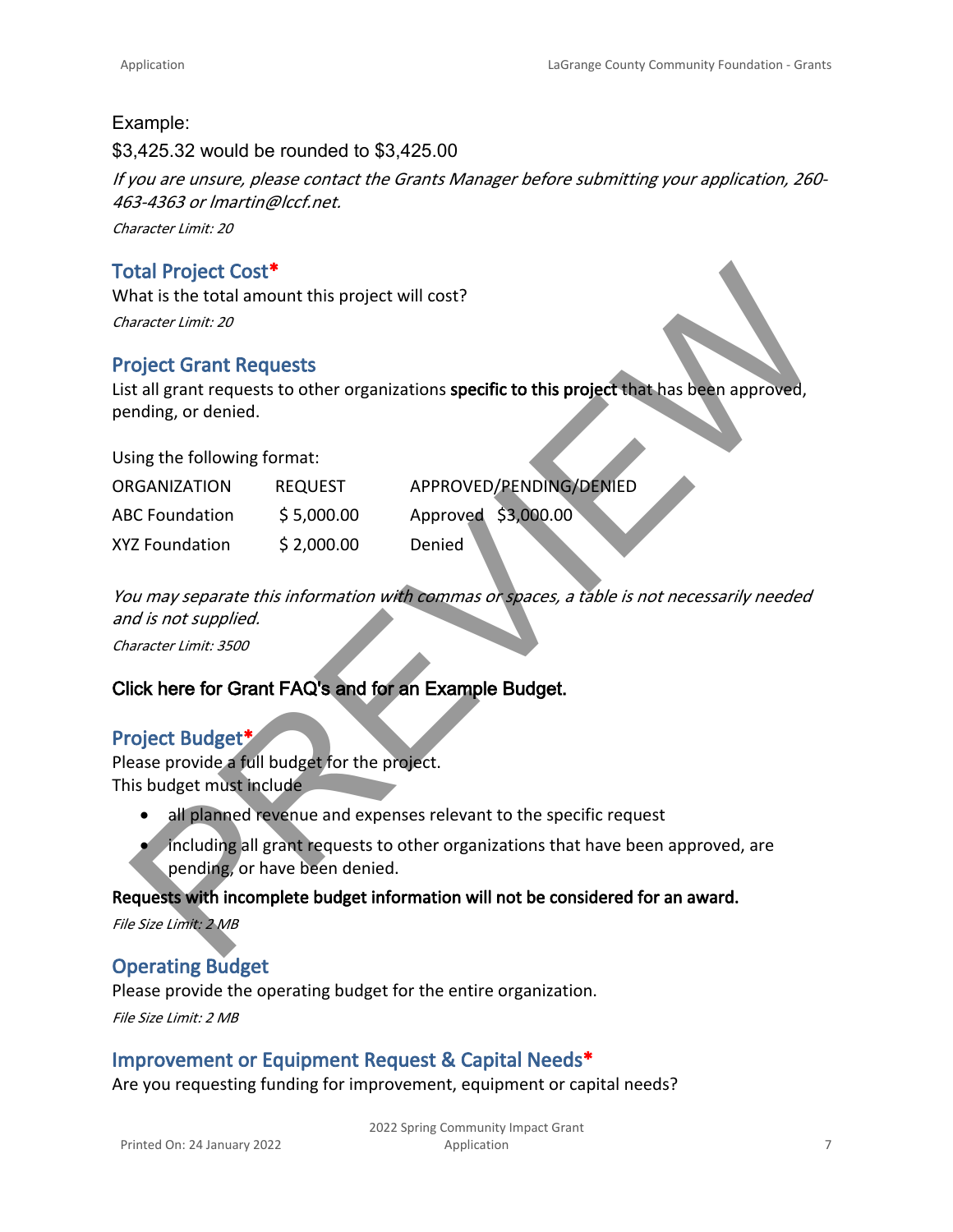Example:

$3,425.32 would be rounded to $3,425.00

*If you are unsure, please contact the Grants Manager before submitting your application, 260-463-4363 or lmartin@lccf.net.*

*Character Limit: 20*

### Total Project Cost*

What is the total amount this project will cost?

*Character Limit: 20*

### Project Grant Requests

List all grant requests to other organizations **specific to this project** that has been approved, pending, or denied.

Using the following format:

| ORGANIZATION | REQUEST | APPROVED/PENDING/DENIED |
|---|---|---|
| ABC Foundation | $ 5,000.00 | Approved $3,000.00 |
| XYZ Foundation | $ 2,000.00 | Denied |

*You may separate this information with commas or spaces, a table is not necessarily needed and is not supplied.*

*Character Limit: 3500*

**Click here for Grant FAQ's and for an Example Budget.**

### Project Budget*

Please provide a full budget for the project.
This budget must include

- all planned revenue and expenses relevant to the specific request
- including all grant requests to other organizations that have been approved, are pending, or have been denied.

**Requests with incomplete budget information will not be considered for an award.**

*File Size Limit: 2 MB*

### Operating Budget

Please provide the operating budget for the entire organization.

*File Size Limit: 2 MB*

### Improvement or Equipment Request & Capital Needs*

Are you requesting funding for improvement, equipment or capital needs?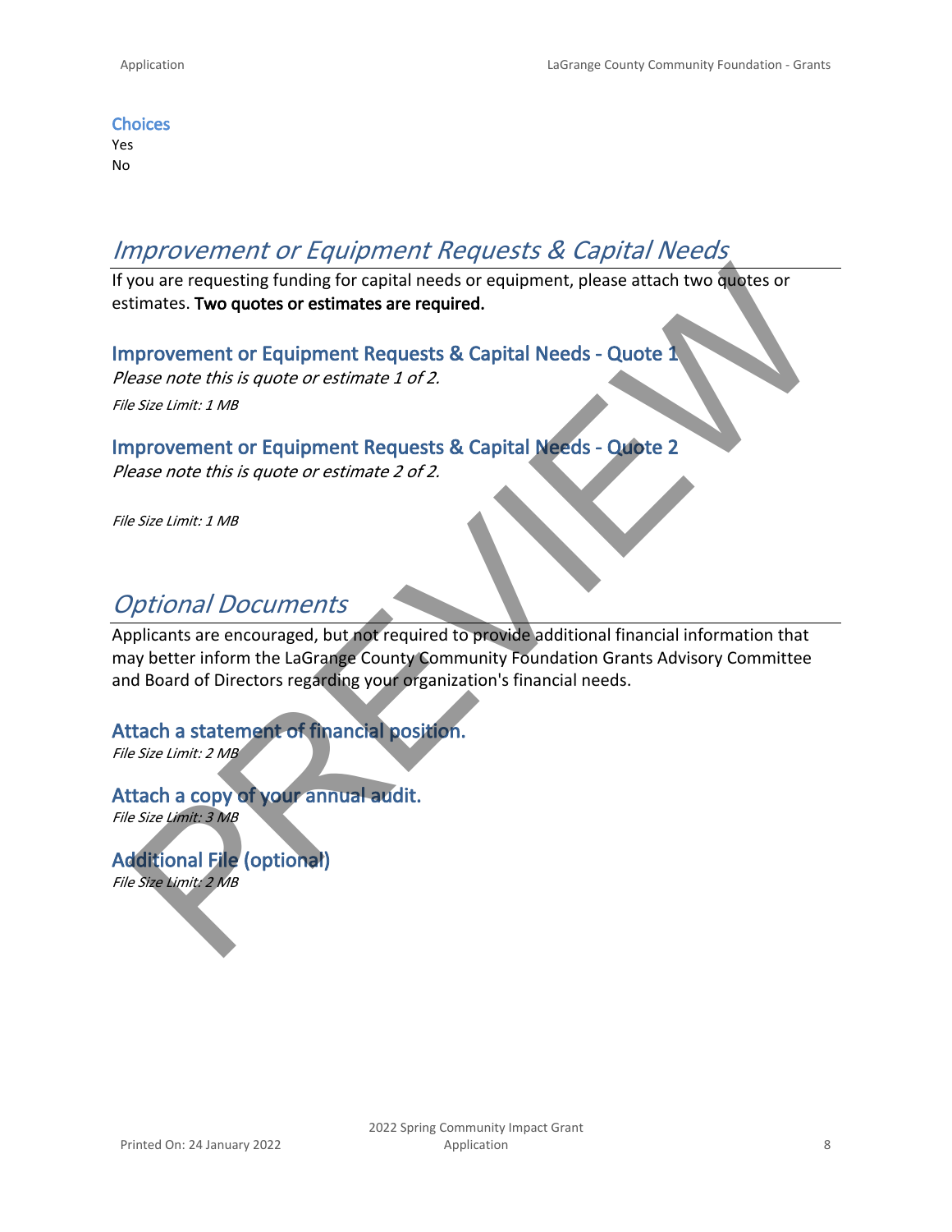### Choices

Yes
No

## *Improvement or Equipment Requests & Capital Needs*

If you are requesting funding for capital needs or equipment, please attach two quotes or estimates. **Two quotes or estimates are required.**

### Improvement or Equipment Requests & Capital Needs - Quote 1

*Please note this is quote or estimate 1 of 2.*

*File Size Limit: 1 MB*

### Improvement or Equipment Requests & Capital Needs - Quote 2

*Please note this is quote or estimate 2 of 2.*

*File Size Limit: 1 MB*

## *Optional Documents*

Applicants are encouraged, but not required to provide additional financial information that may better inform the LaGrange County Community Foundation Grants Advisory Committee and Board of Directors regarding your organization's financial needs.

### Attach a statement of financial position.

*File Size Limit: 2 MB*

### Attach a copy of your annual audit.

*File Size Limit: 3 MB*

### Additional File (optional)

*File Size Limit: 2 MB*